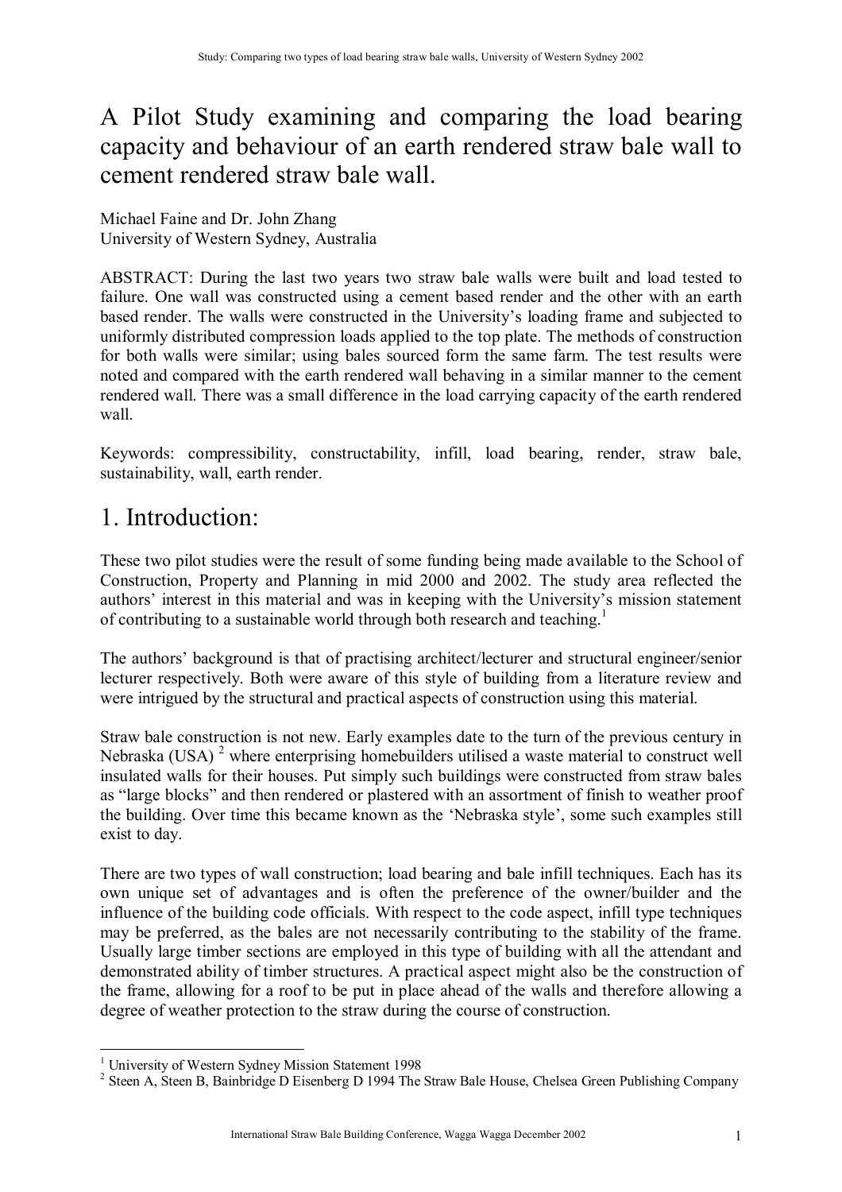# A Pilot Study examining and comparing the load bearing capacity and behaviour of an earth rendered straw bale wall to cement rendered straw bale wall.

Michael Faine and Dr. John Zhang
University of Western Sydney, Australia

ABSTRACT: During the last two years two straw bale walls were built and load tested to failure. One wall was constructed using a cement based render and the other with an earth based render. The walls were constructed in the University's loading frame and subjected to uniformly distributed compression loads applied to the top plate. The methods of construction for both walls were similar; using bales sourced form the same farm. The test results were noted and compared with the earth rendered wall behaving in a similar manner to the cement rendered wall. There was a small difference in the load carrying capacity of the earth rendered wall.

Keywords: compressibility, constructability, infill, load bearing, render, straw bale, sustainability, wall, earth render.

# 1. Introduction:

These two pilot studies were the result of some funding being made available to the School of Construction, Property and Planning in mid 2000 and 2002. The study area reflected the authors' interest in this material and was in keeping with the University's mission statement of contributing to a sustainable world through both research and teaching.[1]

The authors' background is that of practising architect/lecturer and structural engineer/senior lecturer respectively. Both were aware of this style of building from a literature review and were intrigued by the structural and practical aspects of construction using this material.

Straw bale construction is not new. Early examples date to the turn of the previous century in Nebraska (USA) [2] where enterprising homebuilders utilised a waste material to construct well insulated walls for their houses. Put simply such buildings were constructed from straw bales as "large blocks" and then rendered or plastered with an assortment of finish to weather proof the building. Over time this became known as the 'Nebraska style', some such examples still exist to day.

There are two types of wall construction; load bearing and bale infill techniques. Each has its own unique set of advantages and is often the preference of the owner/builder and the influence of the building code officials. With respect to the code aspect, infill type techniques may be preferred, as the bales are not necessarily contributing to the stability of the frame. Usually large timber sections are employed in this type of building with all the attendant and demonstrated ability of timber structures. A practical aspect might also be the construction of the frame, allowing for a roof to be put in place ahead of the walls and therefore allowing a degree of weather protection to the straw during the course of construction.

[1] University of Western Sydney Mission Statement 1998

[2] Steen A, Steen B, Bainbridge D Eisenberg D 1994 The Straw Bale House, Chelsea Green Publishing Company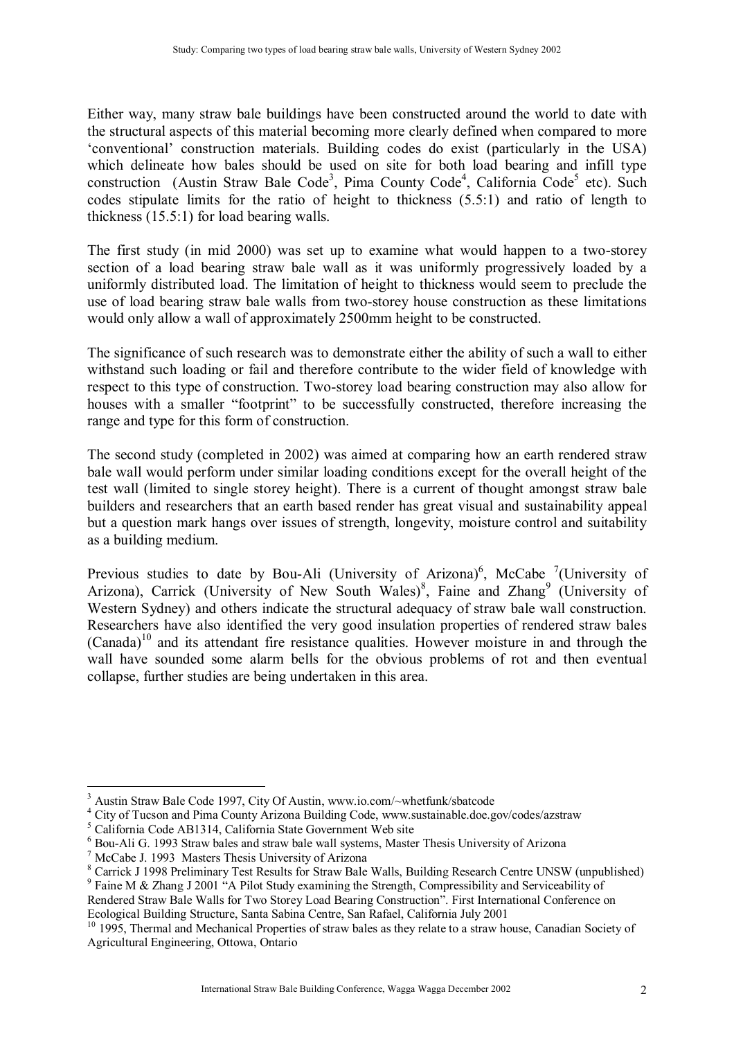Either way, many straw bale buildings have been constructed around the world to date with the structural aspects of this material becoming more clearly defined when compared to more 'conventional' construction materials. Building codes do exist (particularly in the USA) which delineate how bales should be used on site for both load bearing and infill type construction (Austin Straw Bale Code[3], Pima County Code[4], California Code[5] etc). Such codes stipulate limits for the ratio of height to thickness (5.5:1) and ratio of length to thickness (15.5:1) for load bearing walls.

The first study (in mid 2000) was set up to examine what would happen to a two-storey section of a load bearing straw bale wall as it was uniformly progressively loaded by a uniformly distributed load. The limitation of height to thickness would seem to preclude the use of load bearing straw bale walls from two-storey house construction as these limitations would only allow a wall of approximately 2500mm height to be constructed.

The significance of such research was to demonstrate either the ability of such a wall to either withstand such loading or fail and therefore contribute to the wider field of knowledge with respect to this type of construction. Two-storey load bearing construction may also allow for houses with a smaller "footprint" to be successfully constructed, therefore increasing the range and type for this form of construction.

The second study (completed in 2002) was aimed at comparing how an earth rendered straw bale wall would perform under similar loading conditions except for the overall height of the test wall (limited to single storey height). There is a current of thought amongst straw bale builders and researchers that an earth based render has great visual and sustainability appeal but a question mark hangs over issues of strength, longevity, moisture control and suitability as a building medium.

Previous studies to date by Bou-Ali (University of Arizona)[6], McCabe [7](University of Arizona), Carrick (University of New South Wales)[8], Faine and Zhang[9] (University of Western Sydney) and others indicate the structural adequacy of straw bale wall construction. Researchers have also identified the very good insulation properties of rendered straw bales (Canada)[10] and its attendant fire resistance qualities. However moisture in and through the wall have sounded some alarm bells for the obvious problems of rot and then eventual collapse, further studies are being undertaken in this area.

---

[3] Austin Straw Bale Code 1997, City Of Austin, www.io.com/~whetfunk/sbatcode

[4] City of Tucson and Pima County Arizona Building Code, www.sustainable.doe.gov/codes/azstraw

[5] California Code AB1314, California State Government Web site

[6] Bou-Ali G. 1993 Straw bales and straw bale wall systems, Master Thesis University of Arizona

[7] McCabe J. 1993 Masters Thesis University of Arizona

[8] Carrick J 1998 Preliminary Test Results for Straw Bale Walls, Building Research Centre UNSW (unpublished)

[9] Faine M & Zhang J 2001 "A Pilot Study examining the Strength, Compressibility and Serviceability of Rendered Straw Bale Walls for Two Storey Load Bearing Construction". First International Conference on Ecological Building Structure, Santa Sabina Centre, San Rafael, California July 2001

[10] 1995, Thermal and Mechanical Properties of straw bales as they relate to a straw house, Canadian Society of Agricultural Engineering, Ottowa, Ontario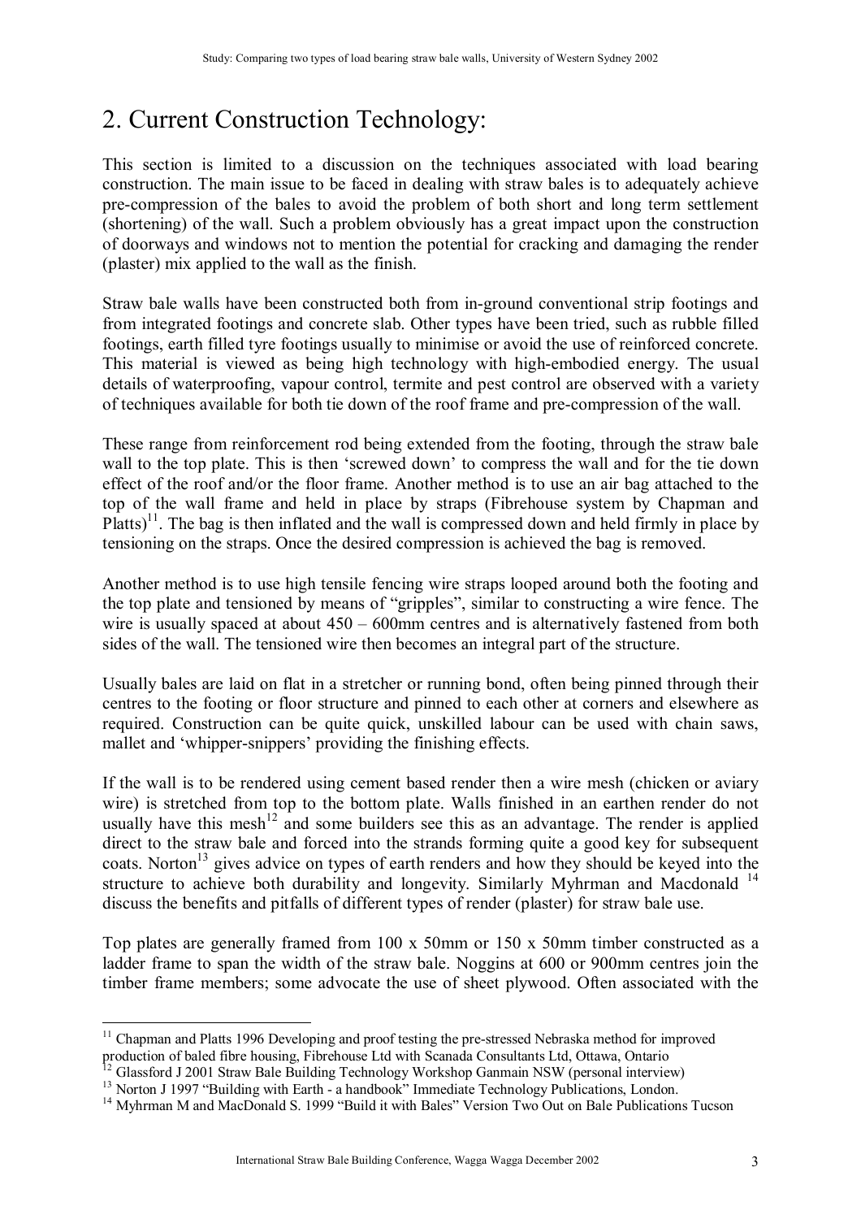## 2. Current Construction Technology:

This section is limited to a discussion on the techniques associated with load bearing construction. The main issue to be faced in dealing with straw bales is to adequately achieve pre-compression of the bales to avoid the problem of both short and long term settlement (shortening) of the wall. Such a problem obviously has a great impact upon the construction of doorways and windows not to mention the potential for cracking and damaging the render (plaster) mix applied to the wall as the finish.

Straw bale walls have been constructed both from in-ground conventional strip footings and from integrated footings and concrete slab. Other types have been tried, such as rubble filled footings, earth filled tyre footings usually to minimise or avoid the use of reinforced concrete. This material is viewed as being high technology with high-embodied energy. The usual details of waterproofing, vapour control, termite and pest control are observed with a variety of techniques available for both tie down of the roof frame and pre-compression of the wall.

These range from reinforcement rod being extended from the footing, through the straw bale wall to the top plate. This is then 'screwed down' to compress the wall and for the tie down effect of the roof and/or the floor frame. Another method is to use an air bag attached to the top of the wall frame and held in place by straps (Fibrehouse system by Chapman and Platts)[11]. The bag is then inflated and the wall is compressed down and held firmly in place by tensioning on the straps. Once the desired compression is achieved the bag is removed.

Another method is to use high tensile fencing wire straps looped around both the footing and the top plate and tensioned by means of "gripples", similar to constructing a wire fence. The wire is usually spaced at about 450 – 600mm centres and is alternatively fastened from both sides of the wall. The tensioned wire then becomes an integral part of the structure.

Usually bales are laid on flat in a stretcher or running bond, often being pinned through their centres to the footing or floor structure and pinned to each other at corners and elsewhere as required. Construction can be quite quick, unskilled labour can be used with chain saws, mallet and 'whipper-snippers' providing the finishing effects.

If the wall is to be rendered using cement based render then a wire mesh (chicken or aviary wire) is stretched from top to the bottom plate. Walls finished in an earthen render do not usually have this mesh[12] and some builders see this as an advantage. The render is applied direct to the straw bale and forced into the strands forming quite a good key for subsequent coats. Norton[13] gives advice on types of earth renders and how they should be keyed into the structure to achieve both durability and longevity. Similarly Myhrman and Macdonald [14] discuss the benefits and pitfalls of different types of render (plaster) for straw bale use.

Top plates are generally framed from 100 x 50mm or 150 x 50mm timber constructed as a ladder frame to span the width of the straw bale. Noggins at 600 or 900mm centres join the timber frame members; some advocate the use of sheet plywood. Often associated with the

---

[11] Chapman and Platts 1996 Developing and proof testing the pre-stressed Nebraska method for improved production of baled fibre housing, Fibrehouse Ltd with Scanada Consultants Ltd, Ottawa, Ontario

[12] Glassford J 2001 Straw Bale Building Technology Workshop Ganmain NSW (personal interview)

[13] Norton J 1997 "Building with Earth - a handbook" Immediate Technology Publications, London.

[14] Myhrman M and MacDonald S. 1999 "Build it with Bales" Version Two Out on Bale Publications Tucson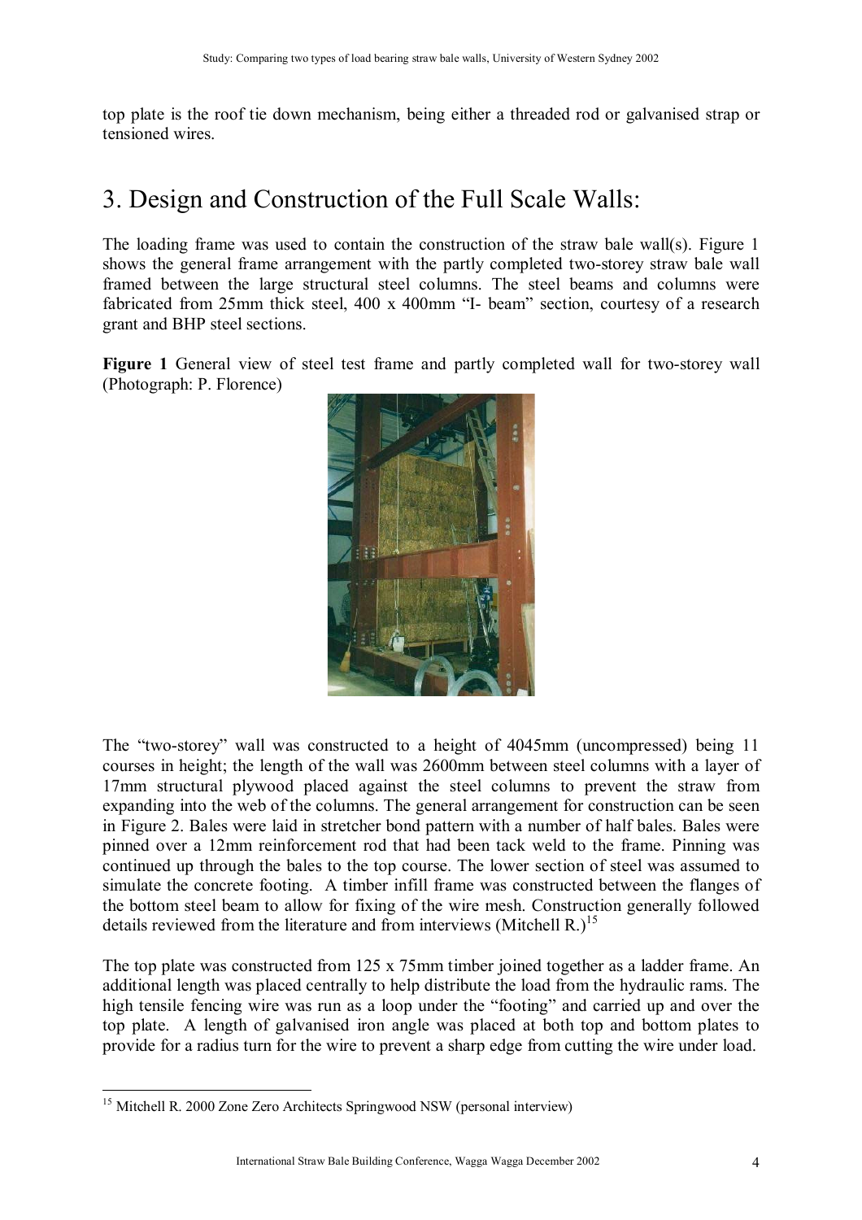top plate is the roof tie down mechanism, being either a threaded rod or galvanised strap or tensioned wires.

# 3. Design and Construction of the Full Scale Walls:

The loading frame was used to contain the construction of the straw bale wall(s). Figure 1 shows the general frame arrangement with the partly completed two-storey straw bale wall framed between the large structural steel columns. The steel beams and columns were fabricated from 25mm thick steel, 400 x 400mm "I- beam" section, courtesy of a research grant and BHP steel sections.

**Figure 1** General view of steel test frame and partly completed wall for two-storey wall (Photograph: P. Florence)

The "two-storey" wall was constructed to a height of 4045mm (uncompressed) being 11 courses in height; the length of the wall was 2600mm between steel columns with a layer of 17mm structural plywood placed against the steel columns to prevent the straw from expanding into the web of the columns. The general arrangement for construction can be seen in Figure 2. Bales were laid in stretcher bond pattern with a number of half bales. Bales were pinned over a 12mm reinforcement rod that had been tack weld to the frame. Pinning was continued up through the bales to the top course. The lower section of steel was assumed to simulate the concrete footing. A timber infill frame was constructed between the flanges of the bottom steel beam to allow for fixing of the wire mesh. Construction generally followed details reviewed from the literature and from interviews (Mitchell R.)[15]

The top plate was constructed from 125 x 75mm timber joined together as a ladder frame. An additional length was placed centrally to help distribute the load from the hydraulic rams. The high tensile fencing wire was run as a loop under the "footing" and carried up and over the top plate. A length of galvanised iron angle was placed at both top and bottom plates to provide for a radius turn for the wire to prevent a sharp edge from cutting the wire under load.

[15] Mitchell R. 2000 Zone Zero Architects Springwood NSW (personal interview)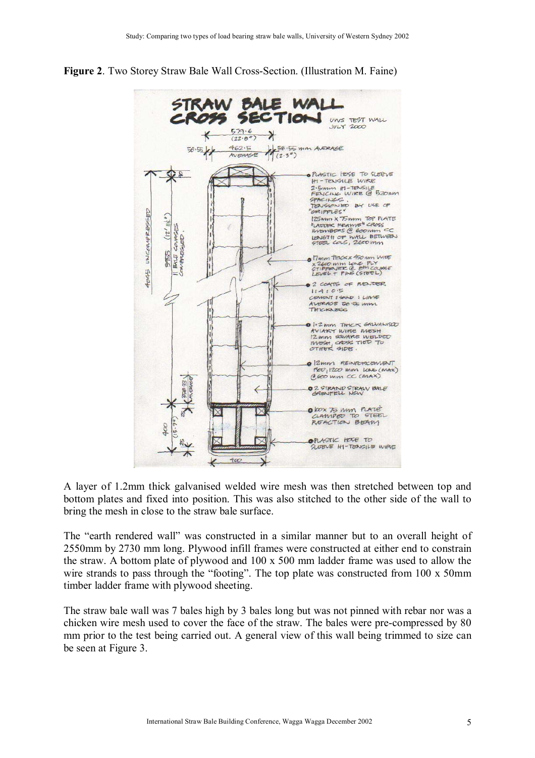**Figure 2**. Two Storey Straw Bale Wall Cross-Section. (Illustration M. Faine)

A layer of 1.2mm thick galvanised welded wire mesh was then stretched between top and bottom plates and fixed into position. This was also stitched to the other side of the wall to bring the mesh in close to the straw bale surface.

The "earth rendered wall" was constructed in a similar manner but to an overall height of 2550mm by 2730 mm long. Plywood infill frames were constructed at either end to constrain the straw. A bottom plate of plywood and 100 x 500 mm ladder frame was used to allow the wire strands to pass through the "footing". The top plate was constructed from 100 x 50mm timber ladder frame with plywood sheeting.

The straw bale wall was 7 bales high by 3 bales long but was not pinned with rebar nor was a chicken wire mesh used to cover the face of the straw. The bales were pre-compressed by 80 mm prior to the test being carried out. A general view of this wall being trimmed to size can be seen at Figure 3.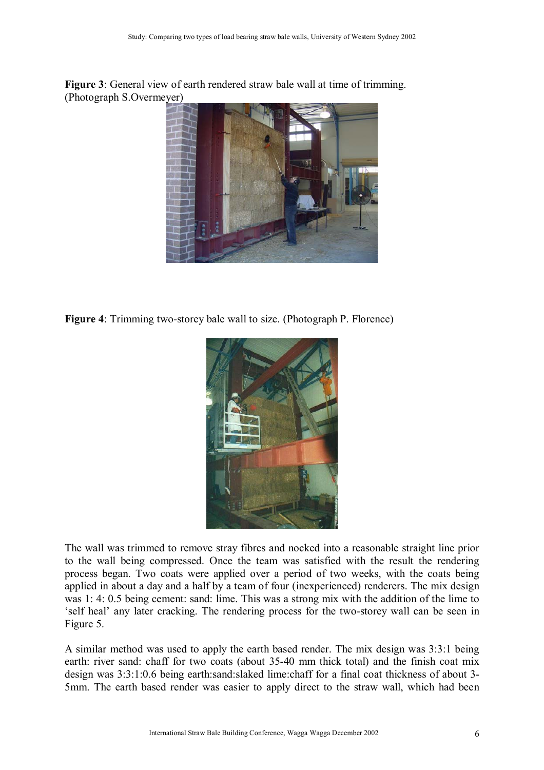**Figure 3**: General view of earth rendered straw bale wall at time of trimming. (Photograph S.Overmeyer)

**Figure 4**: Trimming two-storey bale wall to size. (Photograph P. Florence)

The wall was trimmed to remove stray fibres and nocked into a reasonable straight line prior to the wall being compressed. Once the team was satisfied with the result the rendering process began. Two coats were applied over a period of two weeks, with the coats being applied in about a day and a half by a team of four (inexperienced) renderers. The mix design was 1: 4: 0.5 being cement: sand: lime. This was a strong mix with the addition of the lime to 'self heal' any later cracking. The rendering process for the two-storey wall can be seen in Figure 5.

A similar method was used to apply the earth based render. The mix design was 3:3:1 being earth: river sand: chaff for two coats (about 35-40 mm thick total) and the finish coat mix design was 3:3:1:0.6 being earth:sand:slaked lime:chaff for a final coat thickness of about 3-5mm. The earth based render was easier to apply direct to the straw wall, which had been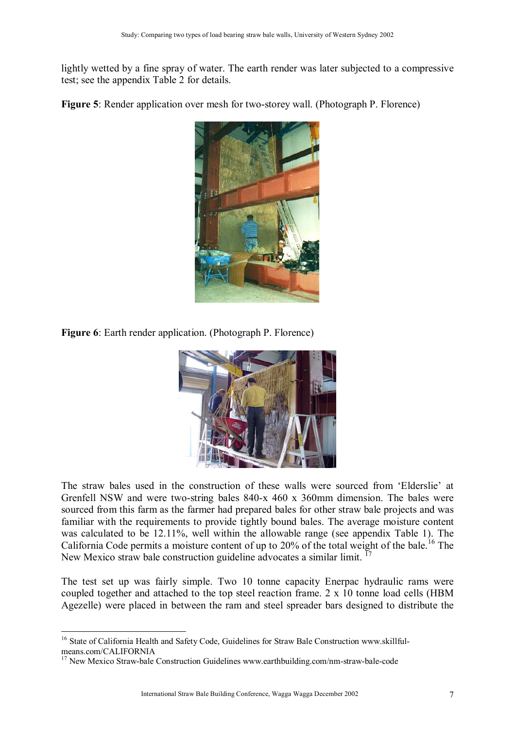lightly wetted by a fine spray of water. The earth render was later subjected to a compressive test; see the appendix Table 2 for details.

**Figure 5**: Render application over mesh for two-storey wall. (Photograph P. Florence)

**Figure 6**: Earth render application. (Photograph P. Florence)

The straw bales used in the construction of these walls were sourced from 'Elderslie' at Grenfell NSW and were two-string bales 840-x 460 x 360mm dimension. The bales were sourced from this farm as the farmer had prepared bales for other straw bale projects and was familiar with the requirements to provide tightly bound bales. The average moisture content was calculated to be 12.11%, well within the allowable range (see appendix Table 1). The California Code permits a moisture content of up to 20% of the total weight of the bale.[16] The New Mexico straw bale construction guideline advocates a similar limit. [17]

The test set up was fairly simple. Two 10 tonne capacity Enerpac hydraulic rams were coupled together and attached to the top steel reaction frame. 2 x 10 tonne load cells (HBM Agezelle) were placed in between the ram and steel spreader bars designed to distribute the

[16] State of California Health and Safety Code, Guidelines for Straw Bale Construction www.skillful-means.com/CALIFORNIA

[17] New Mexico Straw-bale Construction Guidelines www.earthbuilding.com/nm-straw-bale-code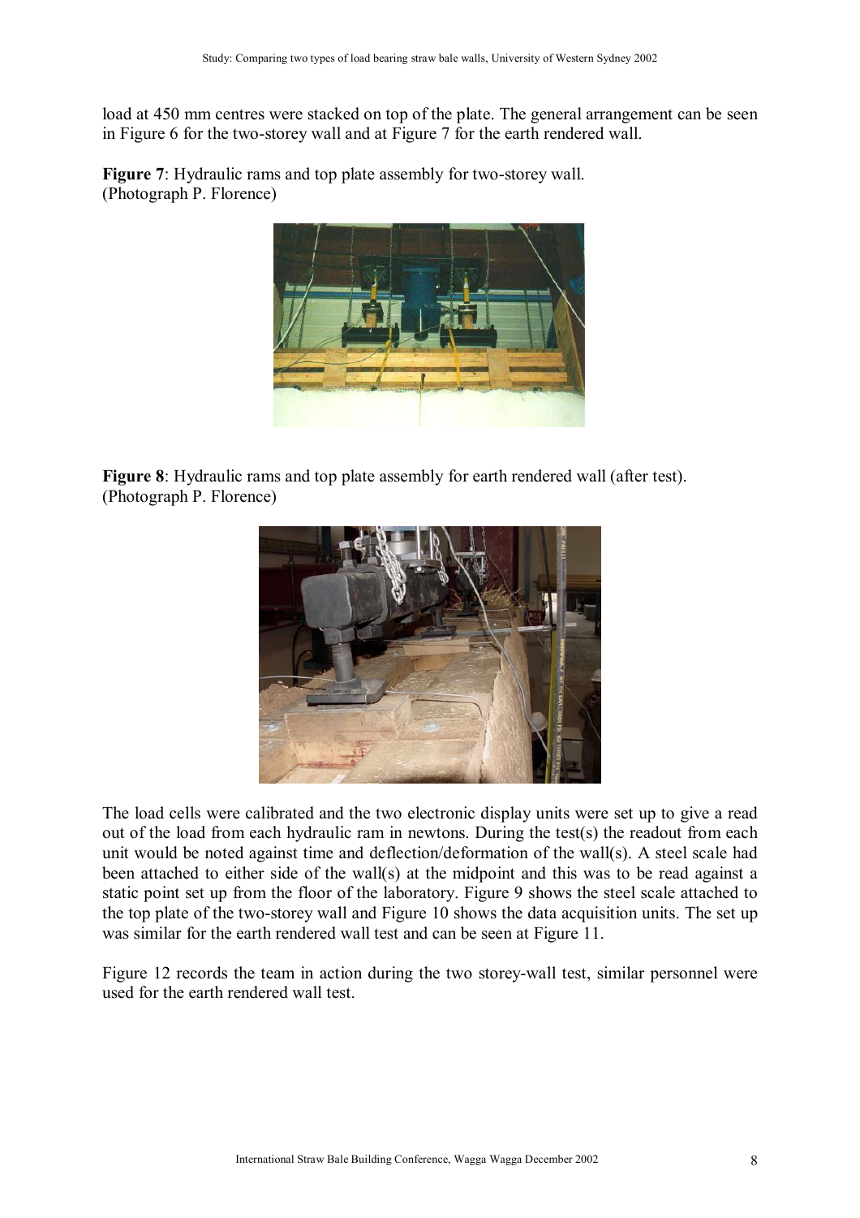load at 450 mm centres were stacked on top of the plate. The general arrangement can be seen in Figure 6 for the two-storey wall and at Figure 7 for the earth rendered wall.

**Figure 7**: Hydraulic rams and top plate assembly for two-storey wall. (Photograph P. Florence)

**Figure 8**: Hydraulic rams and top plate assembly for earth rendered wall (after test). (Photograph P. Florence)

The load cells were calibrated and the two electronic display units were set up to give a read out of the load from each hydraulic ram in newtons. During the test(s) the readout from each unit would be noted against time and deflection/deformation of the wall(s). A steel scale had been attached to either side of the wall(s) at the midpoint and this was to be read against a static point set up from the floor of the laboratory. Figure 9 shows the steel scale attached to the top plate of the two-storey wall and Figure 10 shows the data acquisition units. The set up was similar for the earth rendered wall test and can be seen at Figure 11.

Figure 12 records the team in action during the two storey-wall test, similar personnel were used for the earth rendered wall test.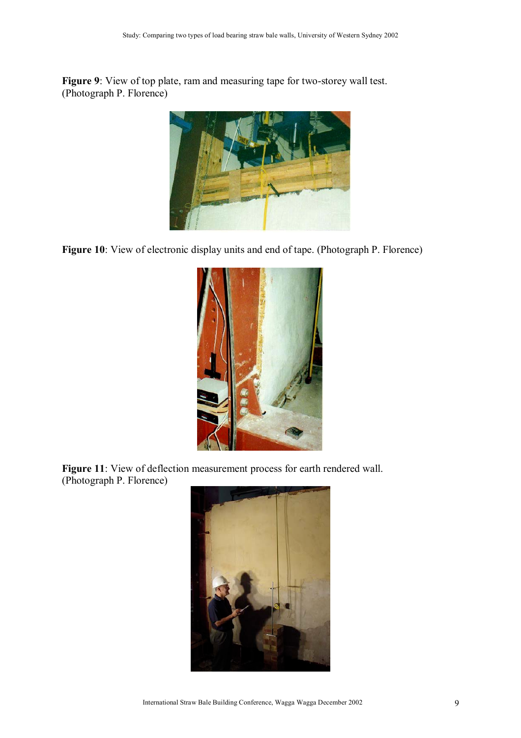**Figure 9**: View of top plate, ram and measuring tape for two-storey wall test. (Photograph P. Florence)

**Figure 10**: View of electronic display units and end of tape. (Photograph P. Florence)

**Figure 11**: View of deflection measurement process for earth rendered wall. (Photograph P. Florence)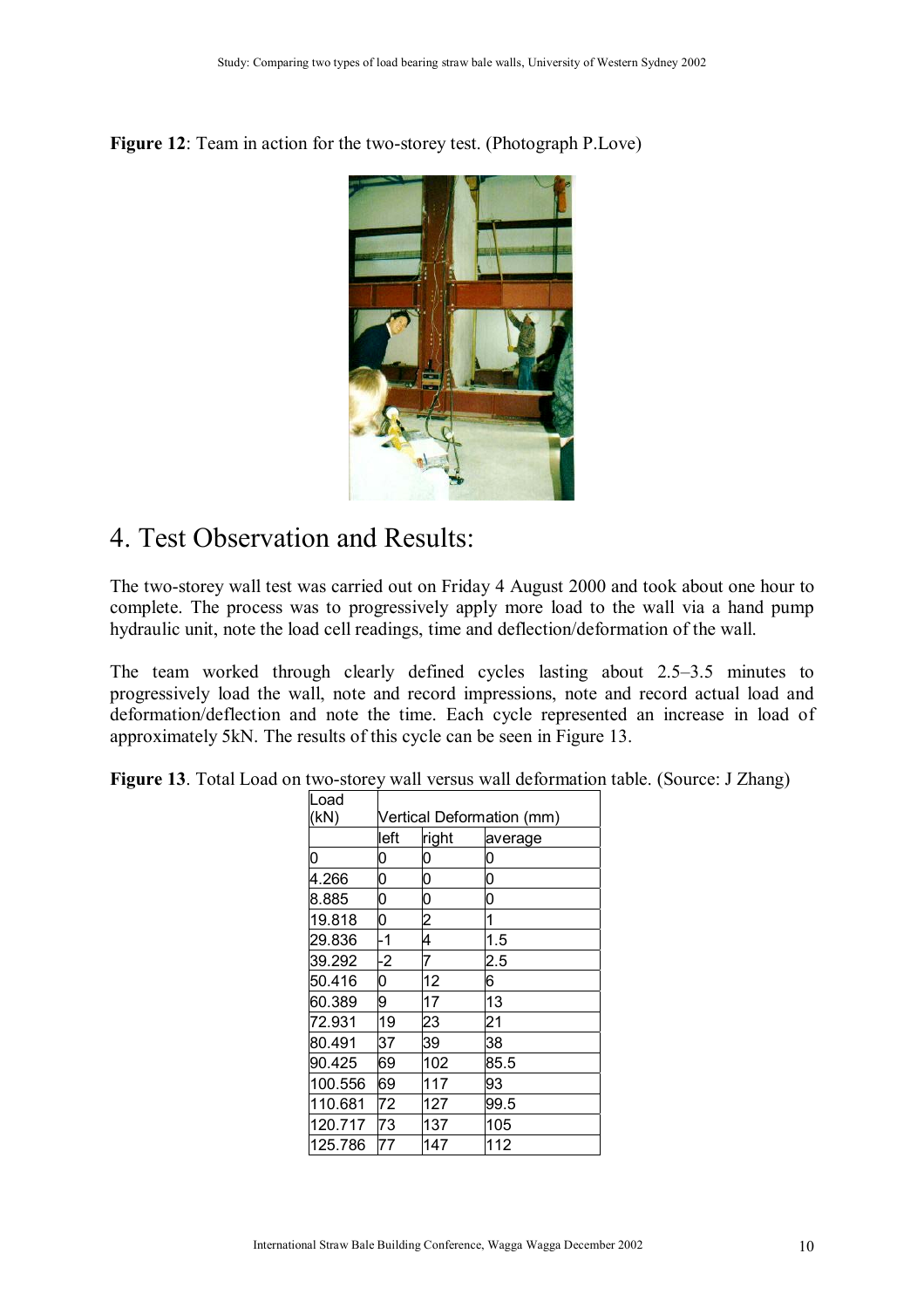**Figure 12**: Team in action for the two-storey test. (Photograph P.Love)

# 4. Test Observation and Results:

The two-storey wall test was carried out on Friday 4 August 2000 and took about one hour to complete. The process was to progressively apply more load to the wall via a hand pump hydraulic unit, note the load cell readings, time and deflection/deformation of the wall.

The team worked through clearly defined cycles lasting about 2.5–3.5 minutes to progressively load the wall, note and record impressions, note and record actual load and deformation/deflection and note the time. Each cycle represented an increase in load of approximately 5kN. The results of this cycle can be seen in Figure 13.

**Figure 13**. Total Load on two-storey wall versus wall deformation table. (Source: J Zhang)

| Load (kN) | Vertical Deformation (mm) | | |
|---|---|---|---|
| | left | right | average |
| 0 | 0 | 0 | 0 |
| 4.266 | 0 | 0 | 0 |
| 8.885 | 0 | 0 | 0 |
| 19.818 | 0 | 2 | 1 |
| 29.836 | -1 | 4 | 1.5 |
| 39.292 | -2 | 7 | 2.5 |
| 50.416 | 0 | 12 | 6 |
| 60.389 | 9 | 17 | 13 |
| 72.931 | 19 | 23 | 21 |
| 80.491 | 37 | 39 | 38 |
| 90.425 | 69 | 102 | 85.5 |
| 100.556 | 69 | 117 | 93 |
| 110.681 | 72 | 127 | 99.5 |
| 120.717 | 73 | 137 | 105 |
| 125.786 | 77 | 147 | 112 |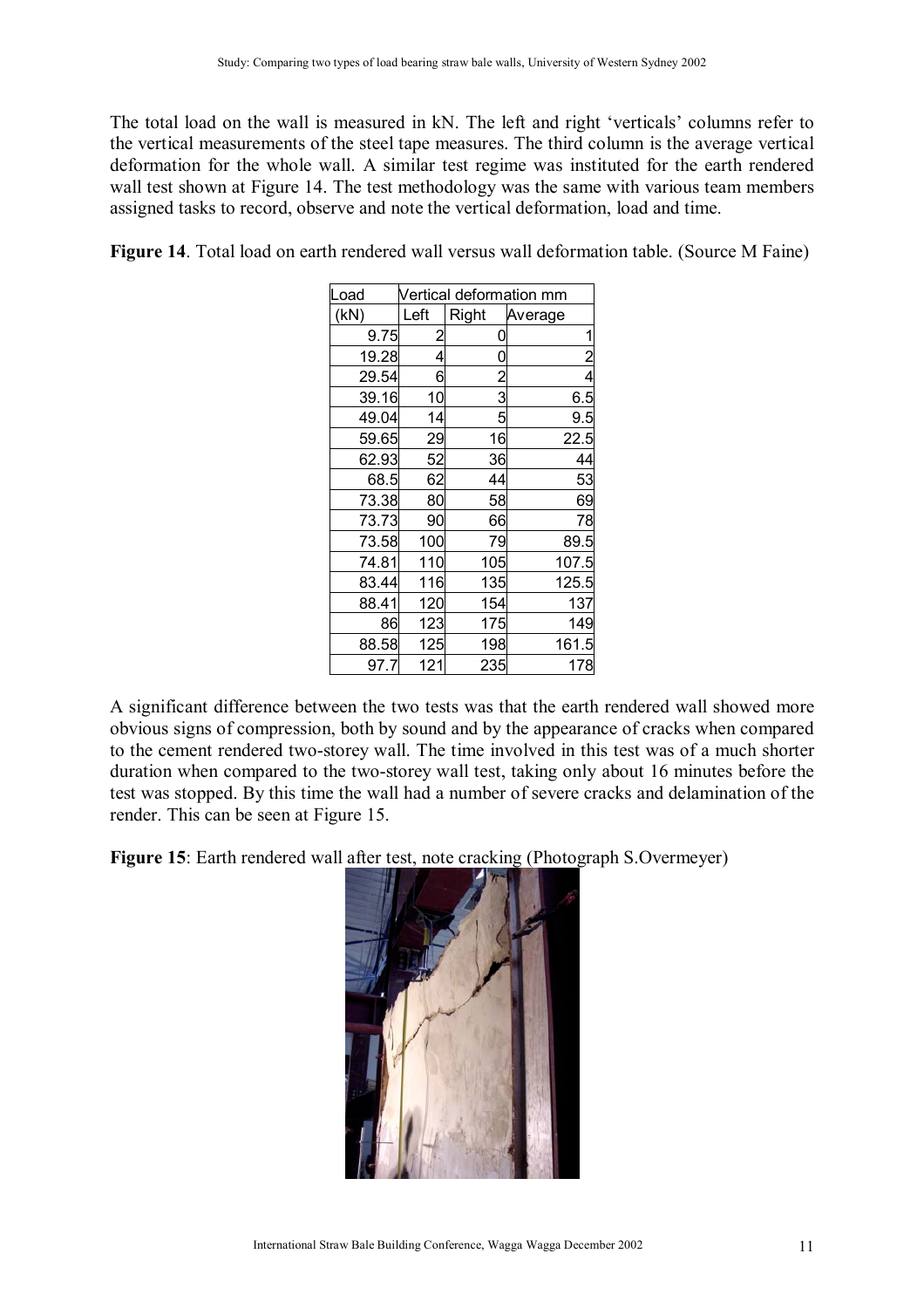The total load on the wall is measured in kN. The left and right 'verticals' columns refer to the vertical measurements of the steel tape measures. The third column is the average vertical deformation for the whole wall. A similar test regime was instituted for the earth rendered wall test shown at Figure 14. The test methodology was the same with various team members assigned tasks to record, observe and note the vertical deformation, load and time.

**Figure 14**. Total load on earth rendered wall versus wall deformation table. (Source M Faine)

| Load | Vertical deformation mm | | |
|---|---|---|---|
| (kN) | Left | Right | Average |
| 9.75 | 2 | 0 | 1 |
| 19.28 | 4 | 0 | 2 |
| 29.54 | 6 | 2 | 4 |
| 39.16 | 10 | 3 | 6.5 |
| 49.04 | 14 | 5 | 9.5 |
| 59.65 | 29 | 16 | 22.5 |
| 62.93 | 52 | 36 | 44 |
| 68.5 | 62 | 44 | 53 |
| 73.38 | 80 | 58 | 69 |
| 73.73 | 90 | 66 | 78 |
| 73.58 | 100 | 79 | 89.5 |
| 74.81 | 110 | 105 | 107.5 |
| 83.44 | 116 | 135 | 125.5 |
| 88.41 | 120 | 154 | 137 |
| 86 | 123 | 175 | 149 |
| 88.58 | 125 | 198 | 161.5 |
| 97.7 | 121 | 235 | 178 |

A significant difference between the two tests was that the earth rendered wall showed more obvious signs of compression, both by sound and by the appearance of cracks when compared to the cement rendered two-storey wall. The time involved in this test was of a much shorter duration when compared to the two-storey wall test, taking only about 16 minutes before the test was stopped. By this time the wall had a number of severe cracks and delamination of the render. This can be seen at Figure 15.

**Figure 15**: Earth rendered wall after test, note cracking (Photograph S.Overmeyer)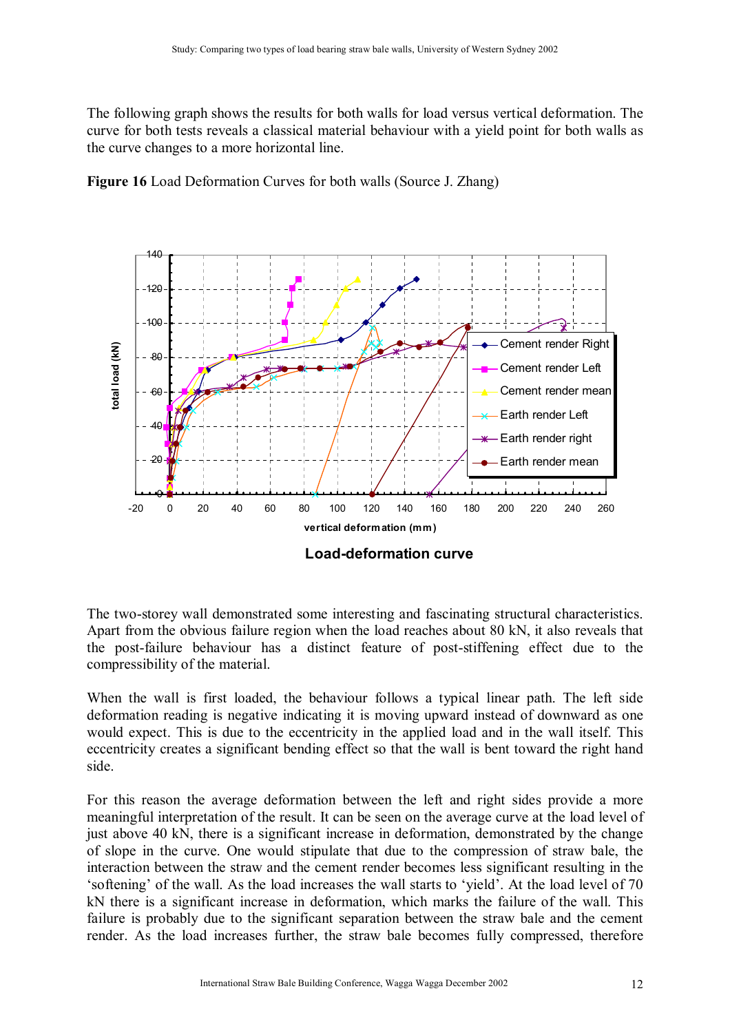The following graph shows the results for both walls for load versus vertical deformation. The curve for both tests reveals a classical material behaviour with a yield point for both walls as the curve changes to a more horizontal line.

**Figure 16** Load Deformation Curves for both walls (Source J. Zhang)

**Load-deformation curve**

The two-storey wall demonstrated some interesting and fascinating structural characteristics. Apart from the obvious failure region when the load reaches about 80 kN, it also reveals that the post-failure behaviour has a distinct feature of post-stiffening effect due to the compressibility of the material.

When the wall is first loaded, the behaviour follows a typical linear path. The left side deformation reading is negative indicating it is moving upward instead of downward as one would expect. This is due to the eccentricity in the applied load and in the wall itself. This eccentricity creates a significant bending effect so that the wall is bent toward the right hand side.

For this reason the average deformation between the left and right sides provide a more meaningful interpretation of the result. It can be seen on the average curve at the load level of just above 40 kN, there is a significant increase in deformation, demonstrated by the change of slope in the curve. One would stipulate that due to the compression of straw bale, the interaction between the straw and the cement render becomes less significant resulting in the 'softening' of the wall. As the load increases the wall starts to 'yield'. At the load level of 70 kN there is a significant increase in deformation, which marks the failure of the wall. This failure is probably due to the significant separation between the straw bale and the cement render. As the load increases further, the straw bale becomes fully compressed, therefore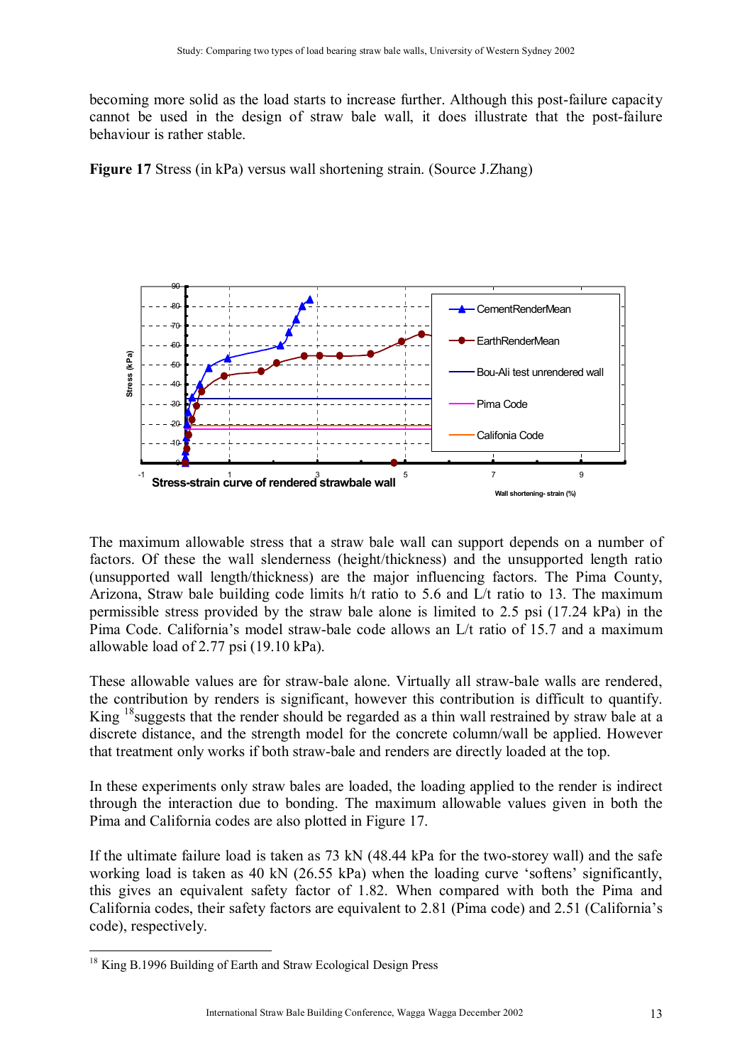becoming more solid as the load starts to increase further. Although this post-failure capacity cannot be used in the design of straw bale wall, it does illustrate that the post-failure behaviour is rather stable.

**Figure 17** Stress (in kPa) versus wall shortening strain. (Source J.Zhang)

The maximum allowable stress that a straw bale wall can support depends on a number of factors. Of these the wall slenderness (height/thickness) and the unsupported length ratio (unsupported wall length/thickness) are the major influencing factors. The Pima County, Arizona, Straw bale building code limits h/t ratio to 5.6 and L/t ratio to 13. The maximum permissible stress provided by the straw bale alone is limited to 2.5 psi (17.24 kPa) in the Pima Code. California's model straw-bale code allows an L/t ratio of 15.7 and a maximum allowable load of 2.77 psi (19.10 kPa).

These allowable values are for straw-bale alone. Virtually all straw-bale walls are rendered, the contribution by renders is significant, however this contribution is difficult to quantify. King [18]suggests that the render should be regarded as a thin wall restrained by straw bale at a discrete distance, and the strength model for the concrete column/wall be applied. However that treatment only works if both straw-bale and renders are directly loaded at the top.

In these experiments only straw bales are loaded, the loading applied to the render is indirect through the interaction due to bonding. The maximum allowable values given in both the Pima and California codes are also plotted in Figure 17.

If the ultimate failure load is taken as 73 kN (48.44 kPa for the two-storey wall) and the safe working load is taken as 40 kN (26.55 kPa) when the loading curve 'softens' significantly, this gives an equivalent safety factor of 1.82. When compared with both the Pima and California codes, their safety factors are equivalent to 2.81 (Pima code) and 2.51 (California's code), respectively.

[18] King B.1996 Building of Earth and Straw Ecological Design Press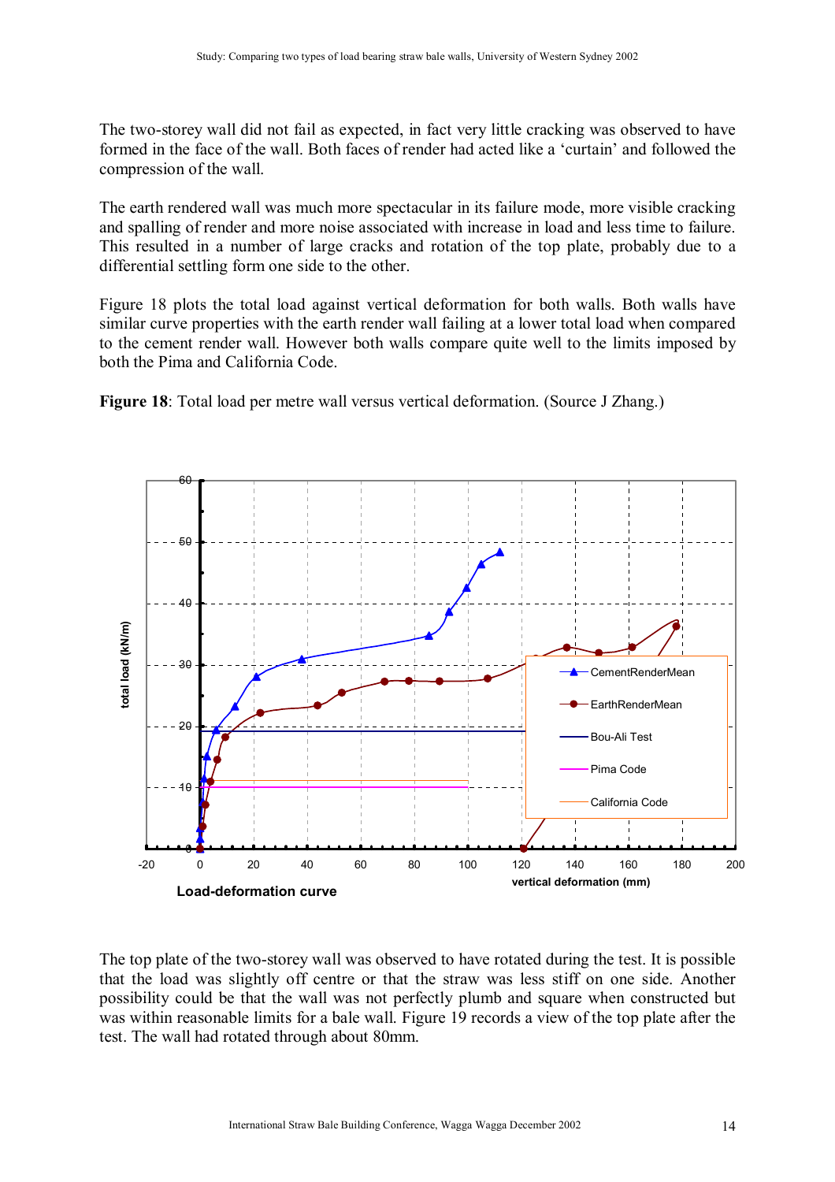The two-storey wall did not fail as expected, in fact very little cracking was observed to have formed in the face of the wall. Both faces of render had acted like a 'curtain' and followed the compression of the wall.

The earth rendered wall was much more spectacular in its failure mode, more visible cracking and spalling of render and more noise associated with increase in load and less time to failure. This resulted in a number of large cracks and rotation of the top plate, probably due to a differential settling form one side to the other.

Figure 18 plots the total load against vertical deformation for both walls. Both walls have similar curve properties with the earth render wall failing at a lower total load when compared to the cement render wall. However both walls compare quite well to the limits imposed by both the Pima and California Code.

**Figure 18**: Total load per metre wall versus vertical deformation. (Source J Zhang.)

The top plate of the two-storey wall was observed to have rotated during the test. It is possible that the load was slightly off centre or that the straw was less stiff on one side. Another possibility could be that the wall was not perfectly plumb and square when constructed but was within reasonable limits for a bale wall. Figure 19 records a view of the top plate after the test. The wall had rotated through about 80mm.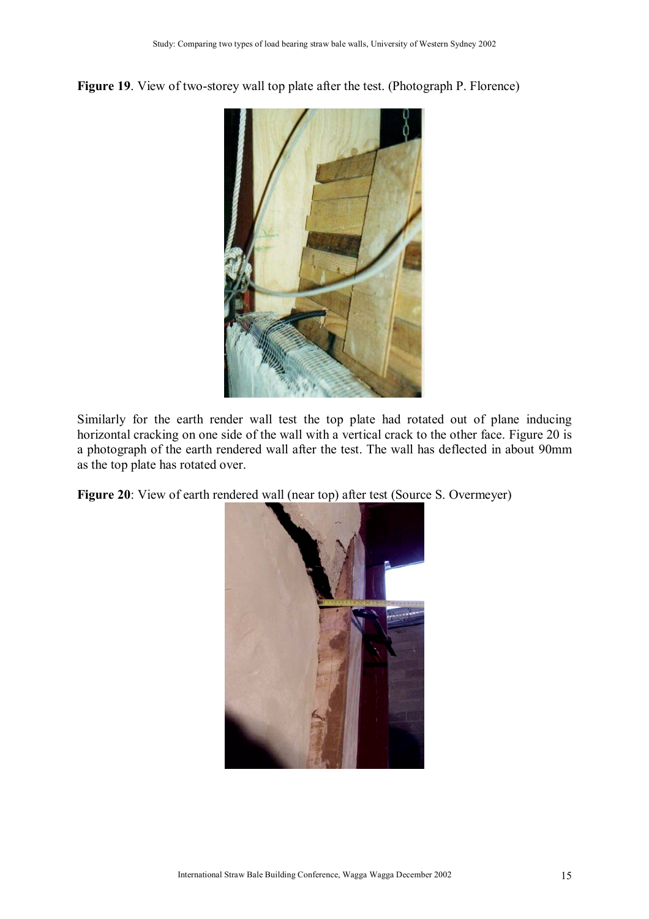**Figure 19**. View of two-storey wall top plate after the test. (Photograph P. Florence)

Similarly for the earth render wall test the top plate had rotated out of plane inducing horizontal cracking on one side of the wall with a vertical crack to the other face. Figure 20 is a photograph of the earth rendered wall after the test. The wall has deflected in about 90mm as the top plate has rotated over.

**Figure 20**: View of earth rendered wall (near top) after test (Source S. Overmeyer)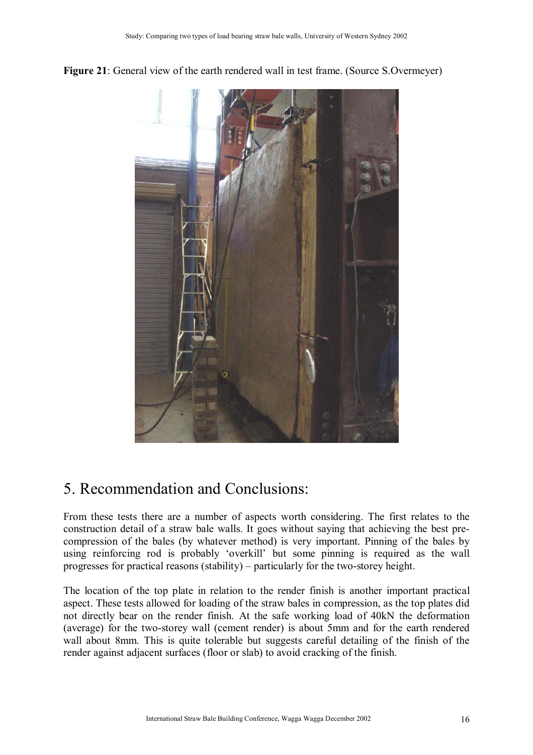**Figure 21**: General view of the earth rendered wall in test frame. (Source S.Overmeyer)

# 5. Recommendation and Conclusions:

From these tests there are a number of aspects worth considering. The first relates to the construction detail of a straw bale walls. It goes without saying that achieving the best pre-compression of the bales (by whatever method) is very important. Pinning of the bales by using reinforcing rod is probably 'overkill' but some pinning is required as the wall progresses for practical reasons (stability) – particularly for the two-storey height.

The location of the top plate in relation to the render finish is another important practical aspect. These tests allowed for loading of the straw bales in compression, as the top plates did not directly bear on the render finish. At the safe working load of 40kN the deformation (average) for the two-storey wall (cement render) is about 5mm and for the earth rendered wall about 8mm. This is quite tolerable but suggests careful detailing of the finish of the render against adjacent surfaces (floor or slab) to avoid cracking of the finish.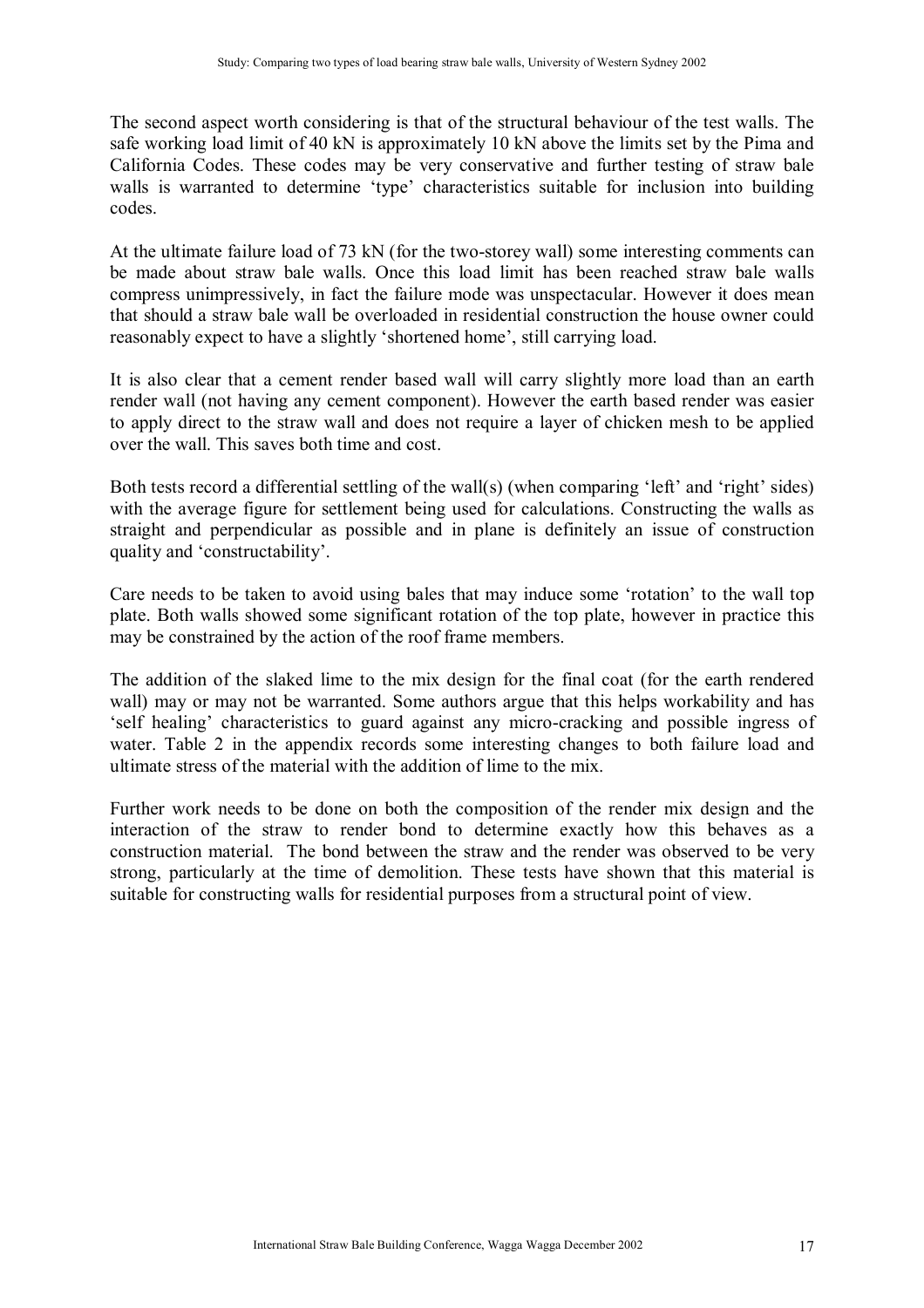The second aspect worth considering is that of the structural behaviour of the test walls. The safe working load limit of 40 kN is approximately 10 kN above the limits set by the Pima and California Codes. These codes may be very conservative and further testing of straw bale walls is warranted to determine 'type' characteristics suitable for inclusion into building codes.

At the ultimate failure load of 73 kN (for the two-storey wall) some interesting comments can be made about straw bale walls. Once this load limit has been reached straw bale walls compress unimpressively, in fact the failure mode was unspectacular. However it does mean that should a straw bale wall be overloaded in residential construction the house owner could reasonably expect to have a slightly 'shortened home', still carrying load.

It is also clear that a cement render based wall will carry slightly more load than an earth render wall (not having any cement component). However the earth based render was easier to apply direct to the straw wall and does not require a layer of chicken mesh to be applied over the wall. This saves both time and cost.

Both tests record a differential settling of the wall(s) (when comparing 'left' and 'right' sides) with the average figure for settlement being used for calculations. Constructing the walls as straight and perpendicular as possible and in plane is definitely an issue of construction quality and 'constructability'.

Care needs to be taken to avoid using bales that may induce some 'rotation' to the wall top plate. Both walls showed some significant rotation of the top plate, however in practice this may be constrained by the action of the roof frame members.

The addition of the slaked lime to the mix design for the final coat (for the earth rendered wall) may or may not be warranted. Some authors argue that this helps workability and has 'self healing' characteristics to guard against any micro-cracking and possible ingress of water. Table 2 in the appendix records some interesting changes to both failure load and ultimate stress of the material with the addition of lime to the mix.

Further work needs to be done on both the composition of the render mix design and the interaction of the straw to render bond to determine exactly how this behaves as a construction material. The bond between the straw and the render was observed to be very strong, particularly at the time of demolition. These tests have shown that this material is suitable for constructing walls for residential purposes from a structural point of view.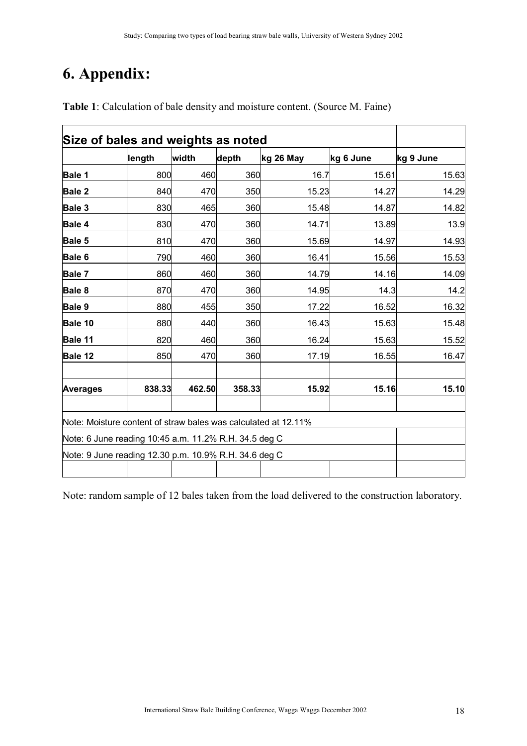# 6. Appendix:

**Table 1**: Calculation of bale density and moisture content. (Source M. Faine)

| **Size of bales and weights as noted** | | | | | | |
|---|---|---|---|---|---|---|
| | **length** | **width** | **depth** | **kg 26 May** | **kg 6 June** | **kg 9 June** |
| **Bale 1** | 800 | 460 | 360 | 16.7 | 15.61 | 15.63 |
| **Bale 2** | 840 | 470 | 350 | 15.23 | 14.27 | 14.29 |
| **Bale 3** | 830 | 465 | 360 | 15.48 | 14.87 | 14.82 |
| **Bale 4** | 830 | 470 | 360 | 14.71 | 13.89 | 13.9 |
| **Bale 5** | 810 | 470 | 360 | 15.69 | 14.97 | 14.93 |
| **Bale 6** | 790 | 460 | 360 | 16.41 | 15.56 | 15.53 |
| **Bale 7** | 860 | 460 | 360 | 14.79 | 14.16 | 14.09 |
| **Bale 8** | 870 | 470 | 360 | 14.95 | 14.3 | 14.2 |
| **Bale 9** | 880 | 455 | 350 | 17.22 | 16.52 | 16.32 |
| **Bale 10** | 880 | 440 | 360 | 16.43 | 15.63 | 15.48 |
| **Bale 11** | 820 | 460 | 360 | 16.24 | 15.63 | 15.52 |
| **Bale 12** | 850 | 470 | 360 | 17.19 | 16.55 | 16.47 |
| | | | | | | |
| **Averages** | **838.33** | **462.50** | **358.33** | **15.92** | **15.16** | **15.10** |
| | | | | | | |
| Note: Moisture content of straw bales was calculated at 12.11% | | | | | | |
| Note: 6 June reading 10:45 a.m. 11.2% R.H. 34.5 deg C | | | | | | |
| Note: 9 June reading 12.30 p.m. 10.9% R.H. 34.6 deg C | | | | | | |

Note: random sample of 12 bales taken from the load delivered to the construction laboratory.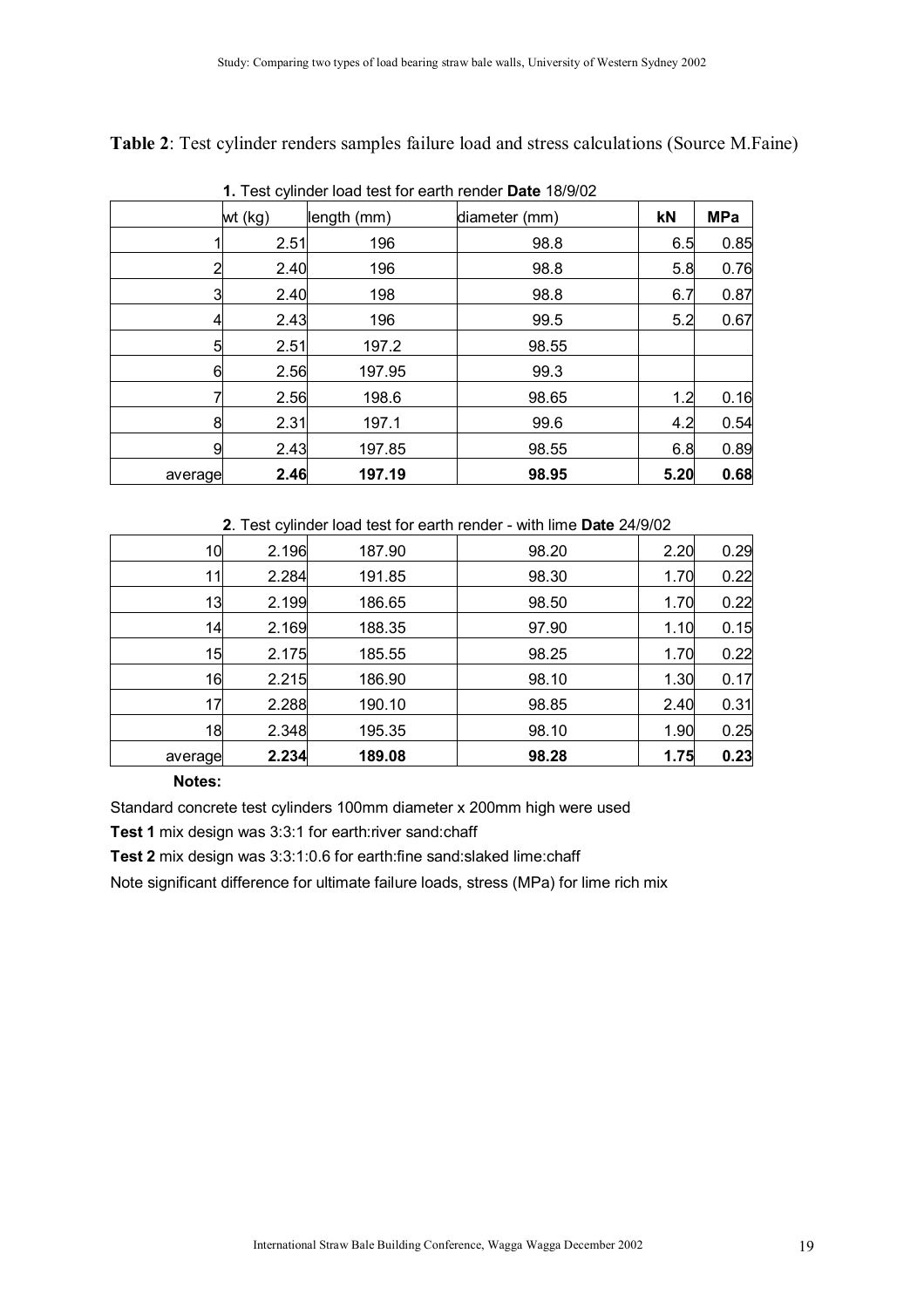**Table 2**: Test cylinder renders samples failure load and stress calculations (Source M.Faine)

**1.** Test cylinder load test for earth render **Date** 18/9/02

| | wt (kg) | length (mm) | diameter (mm) | **kN** | **MPa** |
|---|---|---|---|---|---|
| 1 | 2.51 | 196 | 98.8 | 6.5 | 0.85 |
| 2 | 2.40 | 196 | 98.8 | 5.8 | 0.76 |
| 3 | 2.40 | 198 | 98.8 | 6.7 | 0.87 |
| 4 | 2.43 | 196 | 99.5 | 5.2 | 0.67 |
| 5 | 2.51 | 197.2 | 98.55 | | |
| 6 | 2.56 | 197.95 | 99.3 | | |
| 7 | 2.56 | 198.6 | 98.65 | 1.2 | 0.16 |
| 8 | 2.31 | 197.1 | 99.6 | 4.2 | 0.54 |
| 9 | 2.43 | 197.85 | 98.55 | 6.8 | 0.89 |
| average | **2.46** | **197.19** | **98.95** | **5.20** | **0.68** |

**2**. Test cylinder load test for earth render - with lime **Date** 24/9/02

| | | | | | |
|---|---|---|---|---|---|
| 10 | 2.196 | 187.90 | 98.20 | 2.20 | 0.29 |
| 11 | 2.284 | 191.85 | 98.30 | 1.70 | 0.22 |
| 13 | 2.199 | 186.65 | 98.50 | 1.70 | 0.22 |
| 14 | 2.169 | 188.35 | 97.90 | 1.10 | 0.15 |
| 15 | 2.175 | 185.55 | 98.25 | 1.70 | 0.22 |
| 16 | 2.215 | 186.90 | 98.10 | 1.30 | 0.17 |
| 17 | 2.288 | 190.10 | 98.85 | 2.40 | 0.31 |
| 18 | 2.348 | 195.35 | 98.10 | 1.90 | 0.25 |
| average | **2.234** | **189.08** | **98.28** | **1.75** | **0.23** |

**Notes:**

Standard concrete test cylinders 100mm diameter x 200mm high were used

**Test 1** mix design was 3:3:1 for earth:river sand:chaff

**Test 2** mix design was 3:3:1:0.6 for earth:fine sand:slaked lime:chaff

Note significant difference for ultimate failure loads, stress (MPa) for lime rich mix